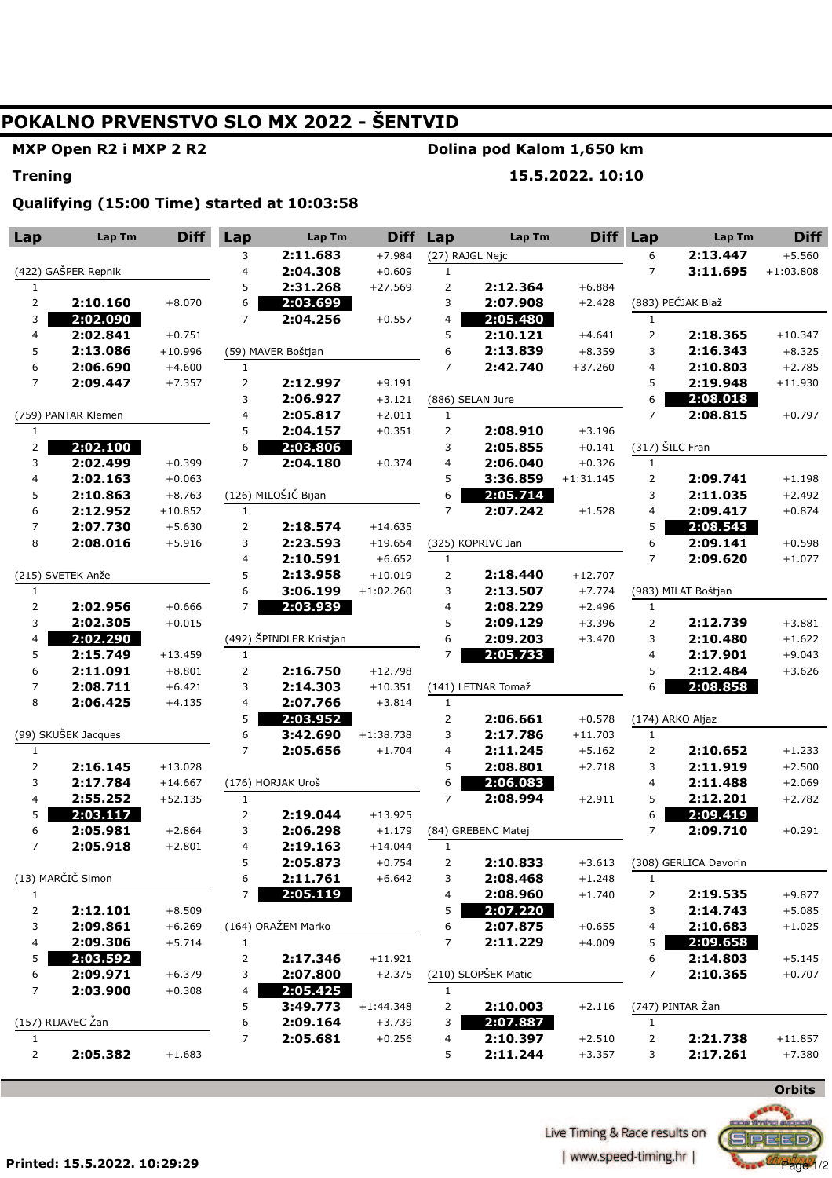# POKALNO PRVENSTVO SLO MX 2022 - ŠENTVID

**MXP Open R2 i MXP 2 R2** — **Dolina pod Kalom 1,650 km**

**Trening** — **15.5.2022. 10:10**

**Qualifying (15:00 Time) started at 10:03:58**

**(422) GAŠPER Repnik**

| Lap | Lap Tm | Diff |
|---|---|---|
| 1 | | |
| 2 | 2:10.160 | +8.070 |
| 3 | **2:02.090** | |
| 4 | 2:02.841 | +0.751 |
| 5 | 2:13.086 | +10.996 |
| 6 | 2:06.690 | +4.600 |
| 7 | 2:09.447 | +7.357 |

**(759) PANTAR Klemen**

| Lap | Lap Tm | Diff |
|---|---|---|
| 1 | | |
| 2 | **2:02.100** | |
| 3 | 2:02.499 | +0.399 |
| 4 | 2:02.163 | +0.063 |
| 5 | 2:10.863 | +8.763 |
| 6 | 2:12.952 | +10.852 |
| 7 | 2:07.730 | +5.630 |
| 8 | 2:08.016 | +5.916 |

**(215) SVETEK Anže**

| Lap | Lap Tm | Diff |
|---|---|---|
| 1 | | |
| 2 | 2:02.956 | +0.666 |
| 3 | 2:02.305 | +0.015 |
| 4 | **2:02.290** | |
| 5 | 2:15.749 | +13.459 |
| 6 | 2:11.091 | +8.801 |
| 7 | 2:08.711 | +6.421 |
| 8 | 2:06.425 | +4.135 |

**(99) SKUŠEK Jacques**

| Lap | Lap Tm | Diff |
|---|---|---|
| 1 | | |
| 2 | 2:16.145 | +13.028 |
| 3 | 2:17.784 | +14.667 |
| 4 | 2:55.252 | +52.135 |
| 5 | **2:03.117** | |
| 6 | 2:05.981 | +2.864 |
| 7 | 2:05.918 | +2.801 |

**(13) MARČIČ Simon**

| Lap | Lap Tm | Diff |
|---|---|---|
| 1 | | |
| 2 | 2:12.101 | +8.509 |
| 3 | 2:09.861 | +6.269 |
| 4 | 2:09.306 | +5.714 |
| 5 | **2:03.592** | |
| 6 | 2:09.971 | +6.379 |
| 7 | 2:03.900 | +0.308 |

**(157) RIJAVEC Žan**

| Lap | Lap Tm | Diff |
|---|---|---|
| 1 | | |
| 2 | 2:05.382 | +1.683 |
| 3 | 2:11.683 | +7.984 |
| 4 | 2:04.308 | +0.609 |
| 5 | 2:31.268 | +27.569 |
| 6 | **2:03.699** | |
| 7 | 2:04.256 | +0.557 |

**(59) MAVER Boštjan**

| Lap | Lap Tm | Diff |
|---|---|---|
| 1 | | |
| 2 | 2:12.997 | +9.191 |
| 3 | 2:06.927 | +3.121 |
| 4 | 2:05.817 | +2.011 |
| 5 | 2:04.157 | +0.351 |
| 6 | **2:03.806** | |
| 7 | 2:04.180 | +0.374 |

**(126) MILOŠIČ Bijan**

| Lap | Lap Tm | Diff |
|---|---|---|
| 1 | | |
| 2 | 2:18.574 | +14.635 |
| 3 | 2:23.593 | +19.654 |
| 4 | 2:10.591 | +6.652 |
| 5 | 2:13.958 | +10.019 |
| 6 | 3:06.199 | +1:02.260 |
| 7 | **2:03.939** | |

**(492) ŠPINDLER Kristjan**

| Lap | Lap Tm | Diff |
|---|---|---|
| 1 | | |
| 2 | 2:16.750 | +12.798 |
| 3 | 2:14.303 | +10.351 |
| 4 | 2:07.766 | +3.814 |
| 5 | **2:03.952** | |
| 6 | 3:42.690 | +1:38.738 |
| 7 | 2:05.656 | +1.704 |

**(176) HORJAK Uroš**

| Lap | Lap Tm | Diff |
|---|---|---|
| 1 | | |
| 2 | 2:19.044 | +13.925 |
| 3 | 2:06.298 | +1.179 |
| 4 | 2:19.163 | +14.044 |
| 5 | 2:05.873 | +0.754 |
| 6 | 2:11.761 | +6.642 |
| 7 | **2:05.119** | |

**(164) ORAŽEM Marko**

| Lap | Lap Tm | Diff |
|---|---|---|
| 1 | | |
| 2 | 2:17.346 | +11.921 |
| 3 | 2:07.800 | +2.375 |
| 4 | **2:05.425** | |
| 5 | 3:49.773 | +1:44.348 |
| 6 | 2:09.164 | +3.739 |
| 7 | 2:05.681 | +0.256 |

**(27) RAJGL Nejc**

| Lap | Lap Tm | Diff |
|---|---|---|
| 1 | | |
| 2 | 2:12.364 | +6.884 |
| 3 | 2:07.908 | +2.428 |
| 4 | **2:05.480** | |
| 5 | 2:10.121 | +4.641 |
| 6 | 2:13.839 | +8.359 |
| 7 | 2:42.740 | +37.260 |

**(886) SELAN Jure**

| Lap | Lap Tm | Diff |
|---|---|---|
| 1 | | |
| 2 | 2:08.910 | +3.196 |
| 3 | 2:05.855 | +0.141 |
| 4 | 2:06.040 | +0.326 |
| 5 | 3:36.859 | +1:31.145 |
| 6 | **2:05.714** | |
| 7 | 2:07.242 | +1.528 |

**(325) KOPRIVC Jan**

| Lap | Lap Tm | Diff |
|---|---|---|
| 1 | | |
| 2 | 2:18.440 | +12.707 |
| 3 | 2:13.507 | +7.774 |
| 4 | 2:08.229 | +2.496 |
| 5 | 2:09.129 | +3.396 |
| 6 | 2:09.203 | +3.470 |
| 7 | **2:05.733** | |

**(141) LETNAR Tomaž**

| Lap | Lap Tm | Diff |
|---|---|---|
| 1 | | |
| 2 | 2:06.661 | +0.578 |
| 3 | 2:17.786 | +11.703 |
| 4 | 2:11.245 | +5.162 |
| 5 | 2:08.801 | +2.718 |
| 6 | **2:06.083** | |
| 7 | 2:08.994 | +2.911 |

**(84) GREBENC Matej**

| Lap | Lap Tm | Diff |
|---|---|---|
| 1 | | |
| 2 | 2:10.833 | +3.613 |
| 3 | 2:08.468 | +1.248 |
| 4 | 2:08.960 | +1.740 |
| 5 | **2:07.220** | |
| 6 | 2:07.875 | +0.655 |
| 7 | 2:11.229 | +4.009 |

**(210) SLOPŠEK Matic**

| Lap | Lap Tm | Diff |
|---|---|---|
| 1 | | |
| 2 | 2:10.003 | +2.116 |
| 3 | **2:07.887** | |
| 4 | 2:10.397 | +2.510 |
| 5 | 2:11.244 | +3.357 |
| 6 | 2:13.447 | +5.560 |
| 7 | 3:11.695 | +1:03.808 |

**(883) PEČJAK Blaž**

| Lap | Lap Tm | Diff |
|---|---|---|
| 1 | | |
| 2 | 2:18.365 | +10.347 |
| 3 | 2:16.343 | +8.325 |
| 4 | 2:10.803 | +2.785 |
| 5 | 2:19.948 | +11.930 |
| 6 | **2:08.018** | |
| 7 | 2:08.815 | +0.797 |

**(317) ŠILC Fran**

| Lap | Lap Tm | Diff |
|---|---|---|
| 1 | | |
| 2 | 2:09.741 | +1.198 |
| 3 | 2:11.035 | +2.492 |
| 4 | 2:09.417 | +0.874 |
| 5 | **2:08.543** | |
| 6 | 2:09.141 | +0.598 |
| 7 | 2:09.620 | +1.077 |

**(983) MILAT Boštjan**

| Lap | Lap Tm | Diff |
|---|---|---|
| 1 | | |
| 2 | 2:12.739 | +3.881 |
| 3 | 2:10.480 | +1.622 |
| 4 | 2:17.901 | +9.043 |
| 5 | 2:12.484 | +3.626 |
| 6 | **2:08.858** | |

**(174) ARKO Aljaz**

| Lap | Lap Tm | Diff |
|---|---|---|
| 1 | | |
| 2 | 2:10.652 | +1.233 |
| 3 | 2:11.919 | +2.500 |
| 4 | 2:11.488 | +2.069 |
| 5 | 2:12.201 | +2.782 |
| 6 | **2:09.419** | |
| 7 | 2:09.710 | +0.291 |

**(308) GERLICA Davorin**

| Lap | Lap Tm | Diff |
|---|---|---|
| 1 | | |
| 2 | 2:19.535 | +9.877 |
| 3 | 2:14.743 | +5.085 |
| 4 | 2:10.683 | +1.025 |
| 5 | **2:09.658** | |
| 6 | 2:14.803 | +5.145 |
| 7 | 2:10.365 | +0.707 |

**(747) PINTAR Žan**

| Lap | Lap Tm | Diff |
|---|---|---|
| 1 | | |
| 2 | 2:21.738 | +11.857 |
| 3 | 2:17.261 | +7.380 |

Orbits

Printed: 15.5.2022. 10:29:29

Live Timing & Race results on | www.speed-timing.hr |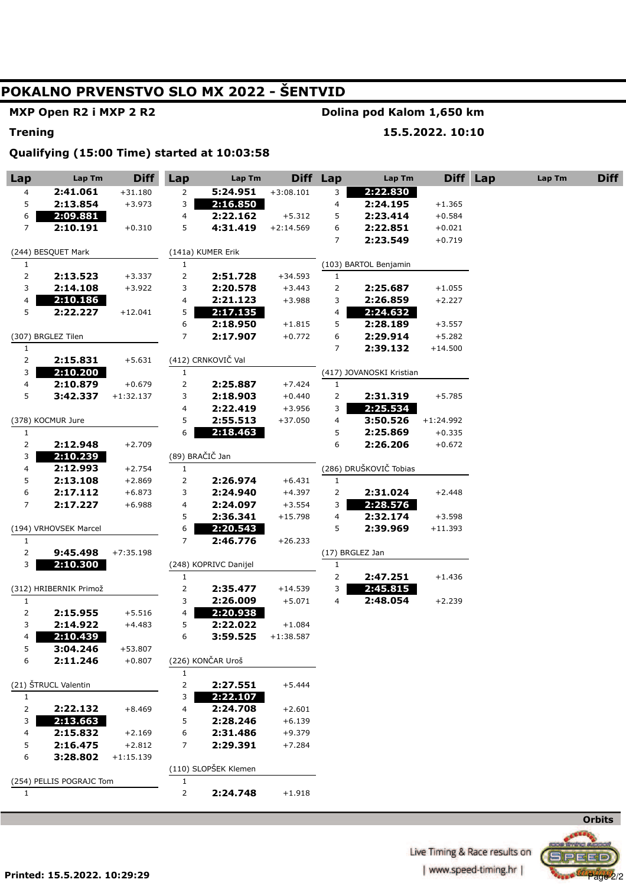# POKALNO PRVENSTVO SLO MX 2022 - ŠENTVID

**MXP Open R2 i MXP 2 R2** — **Dolina pod Kalom 1,650 km**

**Trening** — **15.5.2022. 10:10**

**Qualifying (15:00 Time) started at 10:03:58**

| Lap | Lap Tm | Diff |
|---|---|---|
| 4 | 2:41.061 | +31.180 |
| 5 | 2:13.854 | +3.973 |
| 6 | **2:09.881** | |
| 7 | 2:10.191 | +0.310 |

**(244) BESQUET Mark**

| Lap | Lap Tm | Diff |
|---|---|---|
| 1 | | |
| 2 | 2:13.523 | +3.337 |
| 3 | 2:14.108 | +3.922 |
| 4 | **2:10.186** | |
| 5 | 2:22.227 | +12.041 |

**(307) BRGLEZ Tilen**

| Lap | Lap Tm | Diff |
|---|---|---|
| 1 | | |
| 2 | 2:15.831 | +5.631 |
| 3 | **2:10.200** | |
| 4 | 2:10.879 | +0.679 |
| 5 | 3:42.337 | +1:32.137 |

**(378) KOCMUR Jure**

| Lap | Lap Tm | Diff |
|---|---|---|
| 1 | | |
| 2 | 2:12.948 | +2.709 |
| 3 | **2:10.239** | |
| 4 | 2:12.993 | +2.754 |
| 5 | 2:13.108 | +2.869 |
| 6 | 2:17.112 | +6.873 |
| 7 | 2:17.227 | +6.988 |

**(194) VRHOVSEK Marcel**

| Lap | Lap Tm | Diff |
|---|---|---|
| 1 | | |
| 2 | 9:45.498 | +7:35.198 |
| 3 | **2:10.300** | |

**(312) HRIBERNIK Primož**

| Lap | Lap Tm | Diff |
|---|---|---|
| 1 | | |
| 2 | 2:15.955 | +5.516 |
| 3 | 2:14.922 | +4.483 |
| 4 | **2:10.439** | |
| 5 | 3:04.246 | +53.807 |
| 6 | 2:11.246 | +0.807 |

**(21) ŠTRUCL Valentin**

| Lap | Lap Tm | Diff |
|---|---|---|
| 1 | | |
| 2 | 2:22.132 | +8.469 |
| 3 | **2:13.663** | |
| 4 | 2:15.832 | +2.169 |
| 5 | 2:16.475 | +2.812 |
| 6 | 3:28.802 | +1:15.139 |

**(254) PELLIS POGRAJC Tom**

| Lap | Lap Tm | Diff |
|---|---|---|
| 1 | | |
| 2 | 5:24.951 | +3:08.101 |
| 3 | **2:16.850** | |
| 4 | 2:22.162 | +5.312 |
| 5 | 4:31.419 | +2:14.569 |

**(141a) KUMER Erik**

| Lap | Lap Tm | Diff |
|---|---|---|
| 1 | | |
| 2 | 2:51.728 | +34.593 |
| 3 | 2:20.578 | +3.443 |
| 4 | 2:21.123 | +3.988 |
| 5 | **2:17.135** | |
| 6 | 2:18.950 | +1.815 |
| 7 | 2:17.907 | +0.772 |

**(412) CRNKOVIČ Val**

| Lap | Lap Tm | Diff |
|---|---|---|
| 1 | | |
| 2 | 2:25.887 | +7.424 |
| 3 | 2:18.903 | +0.440 |
| 4 | 2:22.419 | +3.956 |
| 5 | 2:55.513 | +37.050 |
| 6 | **2:18.463** | |

**(89) BRAČIČ Jan**

| Lap | Lap Tm | Diff |
|---|---|---|
| 1 | | |
| 2 | 2:26.974 | +6.431 |
| 3 | 2:24.940 | +4.397 |
| 4 | 2:24.097 | +3.554 |
| 5 | 2:36.341 | +15.798 |
| 6 | **2:20.543** | |
| 7 | 2:46.776 | +26.233 |

**(248) KOPRIVC Danijel**

| Lap | Lap Tm | Diff |
|---|---|---|
| 1 | | |
| 2 | 2:35.477 | +14.539 |
| 3 | 2:26.009 | +5.071 |
| 4 | **2:20.938** | |
| 5 | 2:22.022 | +1.084 |
| 6 | 3:59.525 | +1:38.587 |

**(226) KONČAR Uroš**

| Lap | Lap Tm | Diff |
|---|---|---|
| 1 | | |
| 2 | 2:27.551 | +5.444 |
| 3 | **2:22.107** | |
| 4 | 2:24.708 | +2.601 |
| 5 | 2:28.246 | +6.139 |
| 6 | 2:31.486 | +9.379 |
| 7 | 2:29.391 | +7.284 |

**(110) SLOPŠEK Klemen**

| Lap | Lap Tm | Diff |
|---|---|---|
| 1 | | |
| 2 | 2:24.748 | +1.918 |
| 3 | **2:22.830** | |
| 4 | 2:24.195 | +1.365 |
| 5 | 2:23.414 | +0.584 |
| 6 | 2:22.851 | +0.021 |
| 7 | 2:23.549 | +0.719 |

**(103) BARTOL Benjamin**

| Lap | Lap Tm | Diff |
|---|---|---|
| 1 | | |
| 2 | 2:25.687 | +1.055 |
| 3 | 2:26.859 | +2.227 |
| 4 | **2:24.632** | |
| 5 | 2:28.189 | +3.557 |
| 6 | 2:29.914 | +5.282 |
| 7 | 2:39.132 | +14.500 |

**(417) JOVANOSKI Kristian**

| Lap | Lap Tm | Diff |
|---|---|---|
| 1 | | |
| 2 | 2:31.319 | +5.785 |
| 3 | **2:25.534** | |
| 4 | 3:50.526 | +1:24.992 |
| 5 | 2:25.869 | +0.335 |
| 6 | 2:26.206 | +0.672 |

**(286) DRUŠKOVIČ Tobias**

| Lap | Lap Tm | Diff |
|---|---|---|
| 1 | | |
| 2 | 2:31.024 | +2.448 |
| 3 | **2:28.576** | |
| 4 | 2:32.174 | +3.598 |
| 5 | 2:39.969 | +11.393 |

**(17) BRGLEZ Jan**

| Lap | Lap Tm | Diff |
|---|---|---|
| 1 | | |
| 2 | 2:47.251 | +1.436 |
| 3 | **2:45.815** | |
| 4 | 2:48.054 | +2.239 |

Orbits

Printed: 15.5.2022. 10:29:29

Live Timing & Race results on | www.speed-timing.hr |